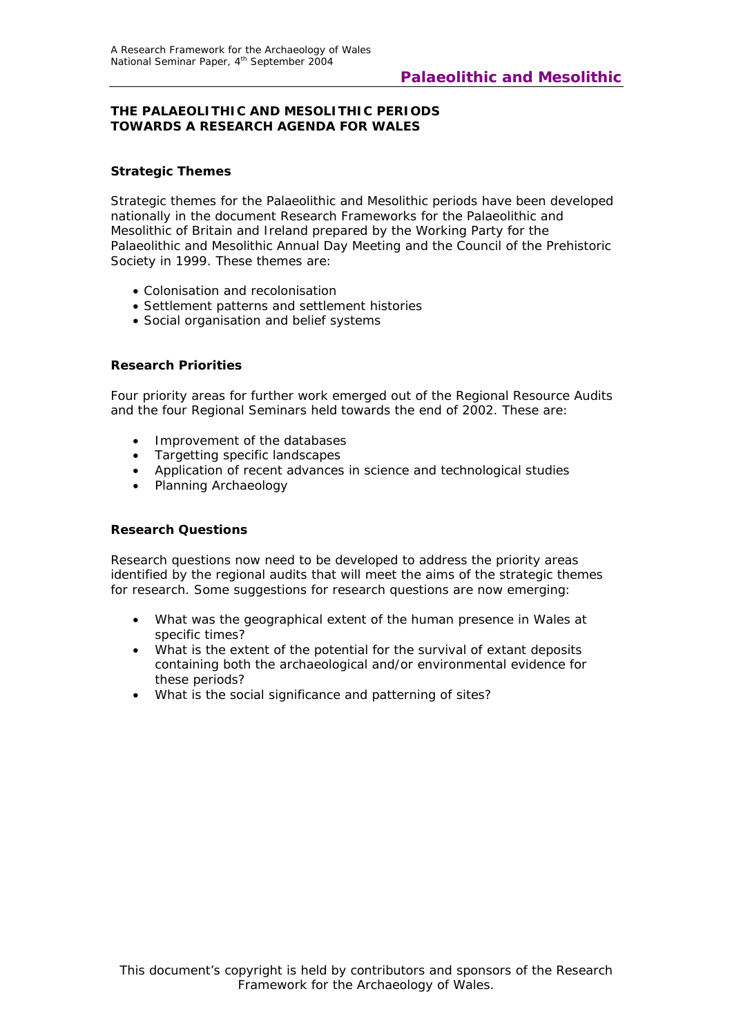# THE PALAEOLITHIC AND MESOLITHIC PERIODS
# TOWARDS A RESEARCH AGENDA FOR WALES

## Strategic Themes

Strategic themes for the Palaeolithic and Mesolithic periods have been developed nationally in the document Research Frameworks for the Palaeolithic and Mesolithic of Britain and Ireland prepared by the Working Party for the Palaeolithic and Mesolithic Annual Day Meeting and the Council of the Prehistoric Society in 1999. These themes are:

- Colonisation and recolonisation
- Settlement patterns and settlement histories
- Social organisation and belief systems

## Research Priorities

Four priority areas for further work emerged out of the Regional Resource Audits and the four Regional Seminars held towards the end of 2002. These are:

- Improvement of the databases
- Targetting specific landscapes
- Application of recent advances in science and technological studies
- Planning Archaeology

## Research Questions

Research questions now need to be developed to address the priority areas identified by the regional audits that will meet the aims of the strategic themes for research. Some suggestions for research questions are now emerging:

- What was the geographical extent of the human presence in Wales at specific times?
- What is the extent of the potential for the survival of extant deposits containing both the archaeological and/or environmental evidence for these periods?
- What is the social significance and patterning of sites?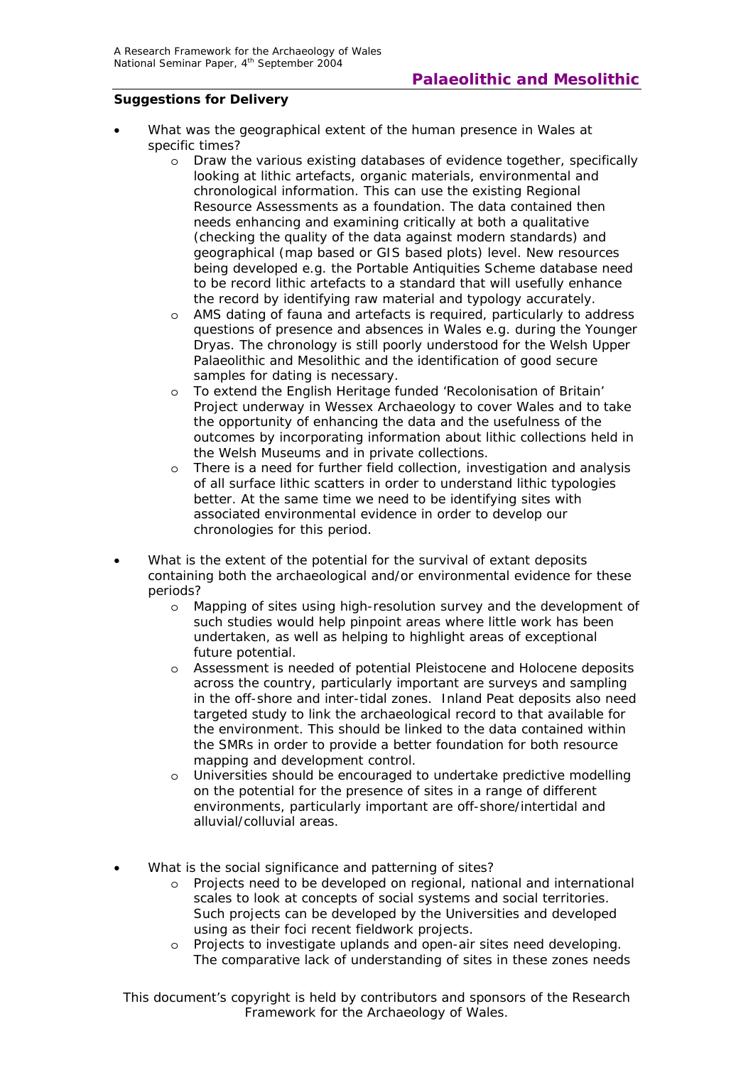### Suggestions for Delivery

- What was the geographical extent of the human presence in Wales at specific times?
    - Draw the various existing databases of evidence together, specifically looking at lithic artefacts, organic materials, environmental and chronological information. This can use the existing Regional Resource Assessments as a foundation. The data contained then needs enhancing and examining critically at both a qualitative (checking the quality of the data against modern standards) and geographical (map based or GIS based plots) level. New resources being developed e.g. the Portable Antiquities Scheme database need to be record lithic artefacts to a standard that will usefully enhance the record by identifying raw material and typology accurately.
    - AMS dating of fauna and artefacts is required, particularly to address questions of presence and absences in Wales e.g. during the Younger Dryas. The chronology is still poorly understood for the Welsh Upper Palaeolithic and Mesolithic and the identification of good secure samples for dating is necessary.
    - To extend the English Heritage funded 'Recolonisation of Britain' Project underway in Wessex Archaeology to cover Wales and to take the opportunity of enhancing the data and the usefulness of the outcomes by incorporating information about lithic collections held in the Welsh Museums and in private collections.
    - There is a need for further field collection, investigation and analysis of all surface lithic scatters in order to understand lithic typologies better. At the same time we need to be identifying sites with associated environmental evidence in order to develop our chronologies for this period.

- What is the extent of the potential for the survival of extant deposits containing both the archaeological and/or environmental evidence for these periods?
    - Mapping of sites using high-resolution survey and the development of such studies would help pinpoint areas where little work has been undertaken, as well as helping to highlight areas of exceptional future potential.
    - Assessment is needed of potential Pleistocene and Holocene deposits across the country, particularly important are surveys and sampling in the off-shore and inter-tidal zones. Inland Peat deposits also need targeted study to link the archaeological record to that available for the environment. This should be linked to the data contained within the SMRs in order to provide a better foundation for both resource mapping and development control.
    - Universities should be encouraged to undertake predictive modelling on the potential for the presence of sites in a range of different environments, particularly important are off-shore/intertidal and alluvial/colluvial areas.

- What is the social significance and patterning of sites?
    - Projects need to be developed on regional, national and international scales to look at concepts of social systems and social territories. Such projects can be developed by the Universities and developed using as their foci recent fieldwork projects.
    - Projects to investigate uplands and open-air sites need developing. The comparative lack of understanding of sites in these zones needs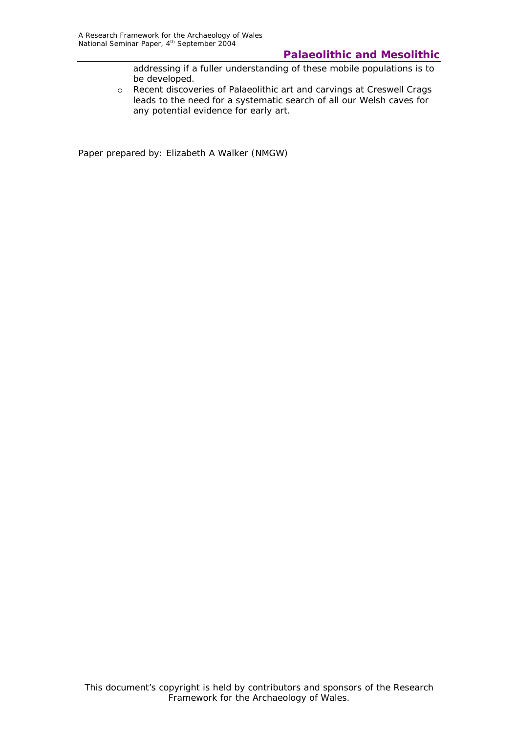addressing if a fuller understanding of these mobile populations is to be developed.

- Recent discoveries of Palaeolithic art and carvings at Creswell Crags leads to the need for a systematic search of all our Welsh caves for any potential evidence for early art.

Paper prepared by: Elizabeth A Walker (NMGW)

This document's copyright is held by contributors and sponsors of the Research Framework for the Archaeology of Wales.